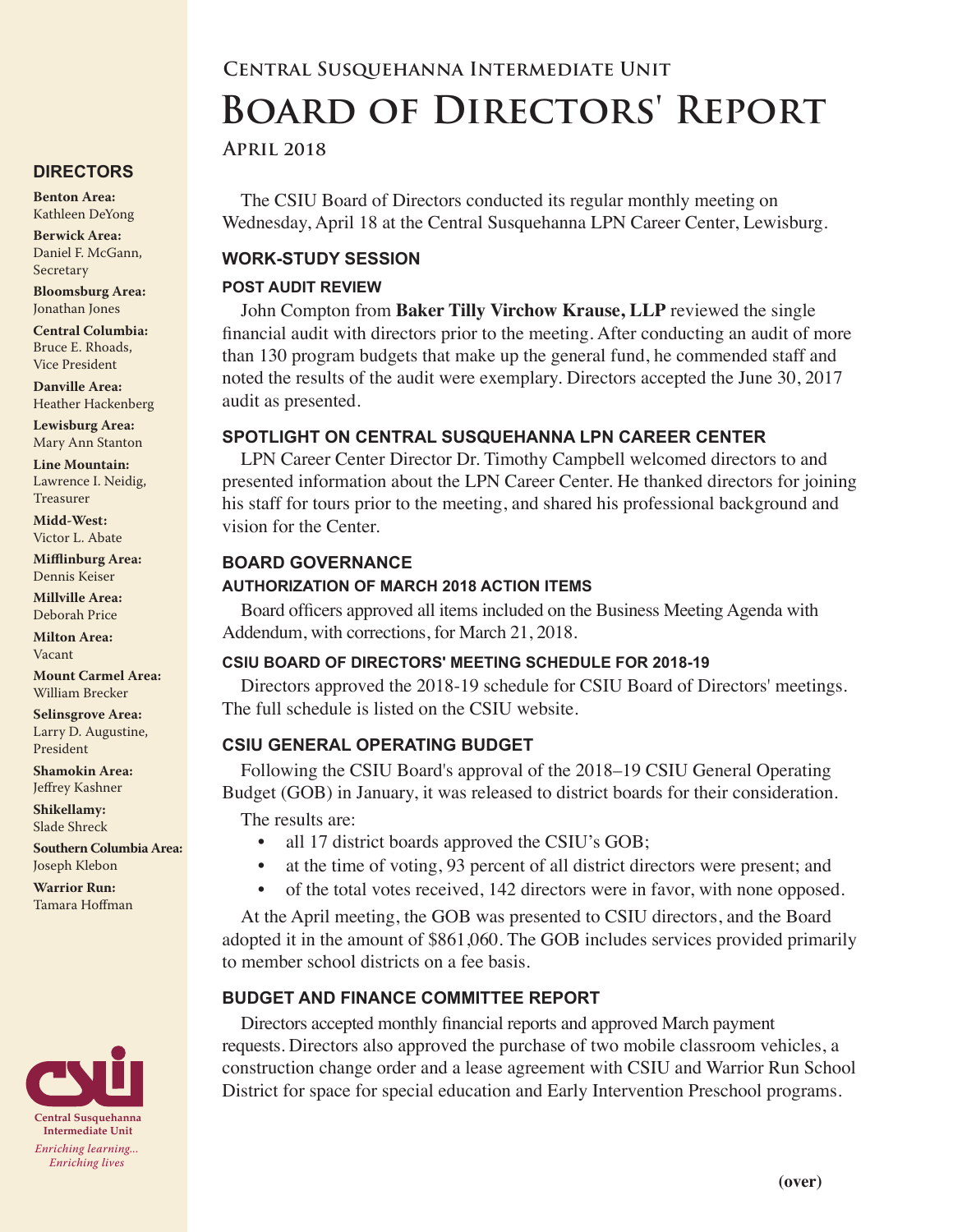## Central Susquehanna Intermediate Unit

# Board of Directors' Report

### April 2018

The CSIU Board of Directors conducted its regular monthly meeting on Wednesday, April 18 at the Central Susquehanna LPN Career Center, Lewisburg.

## WORK-STUDY SESSION

### POST AUDIT REVIEW

John Compton from **Baker Tilly Virchow Krause, LLP** reviewed the single financial audit with directors prior to the meeting. After conducting an audit of more than 130 program budgets that make up the general fund, he commended staff and noted the results of the audit were exemplary. Directors accepted the June 30, 2017 audit as presented.

## SPOTLIGHT ON CENTRAL SUSQUEHANNA LPN CAREER CENTER

LPN Career Center Director Dr. Timothy Campbell welcomed directors to and presented information about the LPN Career Center. He thanked directors for joining his staff for tours prior to the meeting, and shared his professional background and vision for the Center.

## BOARD GOVERNANCE

### AUTHORIZATION OF MARCH 2018 ACTION ITEMS

Board officers approved all items included on the Business Meeting Agenda with Addendum, with corrections, for March 21, 2018.

### CSIU BOARD OF DIRECTORS' MEETING SCHEDULE FOR 2018-19

Directors approved the 2018-19 schedule for CSIU Board of Directors' meetings. The full schedule is listed on the CSIU website.

## CSIU GENERAL OPERATING BUDGET

Following the CSIU Board's approval of the 2018–19 CSIU General Operating Budget (GOB) in January, it was released to district boards for their consideration.

The results are:

- all 17 district boards approved the CSIU's GOB;
- at the time of voting, 93 percent of all district directors were present; and
- of the total votes received, 142 directors were in favor, with none opposed.

At the April meeting, the GOB was presented to CSIU directors, and the Board adopted it in the amount of $861,060. The GOB includes services provided primarily to member school districts on a fee basis.

## BUDGET AND FINANCE COMMITTEE REPORT

Directors accepted monthly financial reports and approved March payment requests. Directors also approved the purchase of two mobile classroom vehicles, a construction change order and a lease agreement with CSIU and Warrior Run School District for space for special education and Early Intervention Preschool programs.

**(over)**

## DIRECTORS

**Benton Area:** Kathleen DeYong

**Berwick Area:** Daniel F. McGann, Secretary

**Bloomsburg Area:** Jonathan Jones

**Central Columbia:** Bruce E. Rhoads, Vice President

**Danville Area:** Heather Hackenberg

**Lewisburg Area:** Mary Ann Stanton

**Line Mountain:** Lawrence I. Neidig, Treasurer

**Midd-West:** Victor L. Abate

**Mifflinburg Area:** Dennis Keiser

**Millville Area:** Deborah Price

**Milton Area:** Vacant

**Mount Carmel Area:** William Brecker

**Selinsgrove Area:** Larry D. Augustine, President

**Shamokin Area:** Jeffrey Kashner

**Shikellamy:** Slade Shreck

**Southern Columbia Area:** Joseph Klebon

**Warrior Run:** Tamara Hoffman

**Central Susquehanna Intermediate Unit**

*Enriching learning... Enriching lives*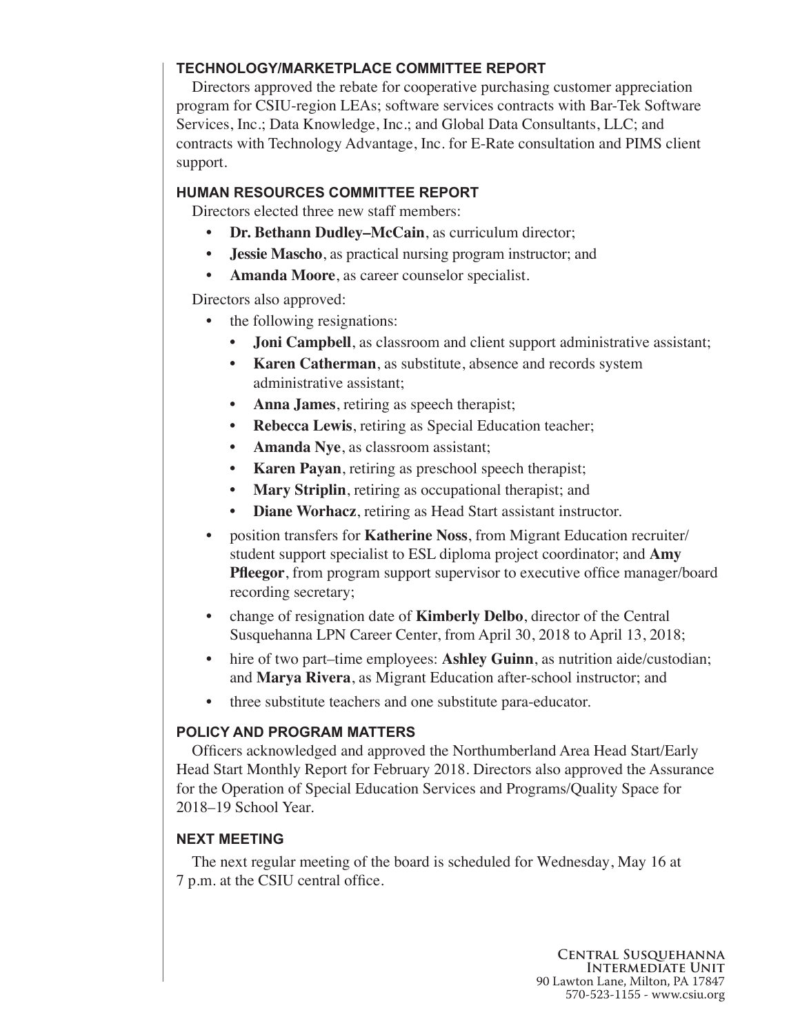## TECHNOLOGY/MARKETPLACE COMMITTEE REPORT

Directors approved the rebate for cooperative purchasing customer appreciation program for CSIU-region LEAs; software services contracts with Bar-Tek Software Services, Inc.; Data Knowledge, Inc.; and Global Data Consultants, LLC; and contracts with Technology Advantage, Inc. for E-Rate consultation and PIMS client support.

## HUMAN RESOURCES COMMITTEE REPORT

Directors elected three new staff members:

- **Dr. Bethann Dudley–McCain**, as curriculum director;
- **Jessie Mascho**, as practical nursing program instructor; and
- **Amanda Moore**, as career counselor specialist.

Directors also approved:

- the following resignations:
  - **Joni Campbell**, as classroom and client support administrative assistant;
  - **Karen Catherman**, as substitute, absence and records system administrative assistant;
  - **Anna James**, retiring as speech therapist;
  - **Rebecca Lewis**, retiring as Special Education teacher;
  - **Amanda Nye**, as classroom assistant;
  - **Karen Payan**, retiring as preschool speech therapist;
  - **Mary Striplin**, retiring as occupational therapist; and
  - **Diane Worhacz**, retiring as Head Start assistant instructor.
- position transfers for **Katherine Noss**, from Migrant Education recruiter/student support specialist to ESL diploma project coordinator; and **Amy Pfleegor**, from program support supervisor to executive office manager/board recording secretary;
- change of resignation date of **Kimberly Delbo**, director of the Central Susquehanna LPN Career Center, from April 30, 2018 to April 13, 2018;
- hire of two part–time employees: **Ashley Guinn**, as nutrition aide/custodian; and **Marya Rivera**, as Migrant Education after-school instructor; and
- three substitute teachers and one substitute para-educator.

## POLICY AND PROGRAM MATTERS

Officers acknowledged and approved the Northumberland Area Head Start/Early Head Start Monthly Report for February 2018. Directors also approved the Assurance for the Operation of Special Education Services and Programs/Quality Space for 2018–19 School Year.

## NEXT MEETING

The next regular meeting of the board is scheduled for Wednesday, May 16 at 7 p.m. at the CSIU central office.

**Central Susquehanna Intermediate Unit**
90 Lawton Lane, Milton, PA 17847
570-523-1155 - www.csiu.org